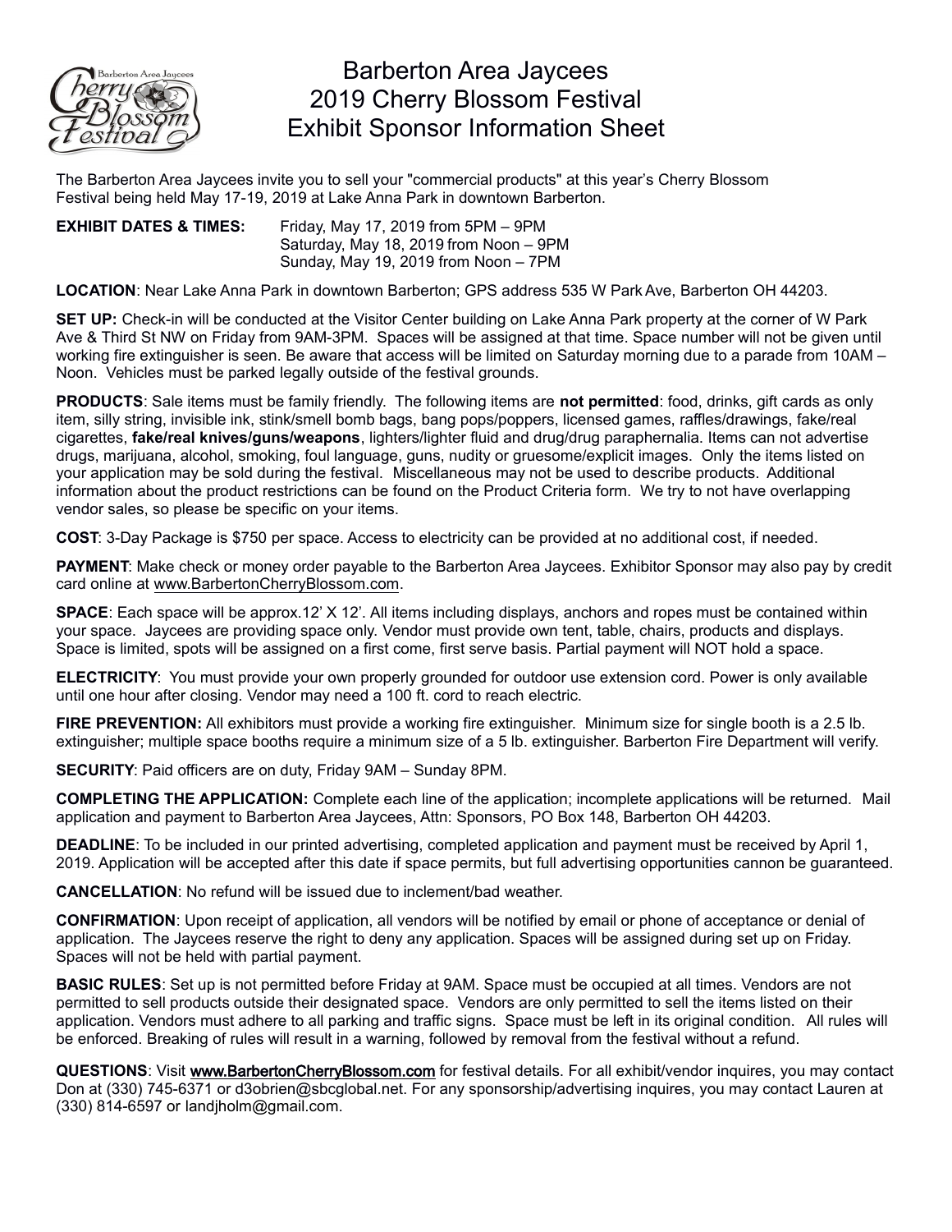# Barberton Area Jaycees
## 2019 Cherry Blossom Festival
## Exhibit Sponsor Information Sheet

The Barberton Area Jaycees invite you to sell your "commercial products" at this year's Cherry Blossom Festival being held May 17-19, 2019 at Lake Anna Park in downtown Barberton.

**EXHIBIT DATES & TIMES:** Friday, May 17, 2019 from 5PM – 9PM
Saturday, May 18, 2019 from Noon – 9PM
Sunday, May 19, 2019 from Noon – 7PM

**LOCATION**: Near Lake Anna Park in downtown Barberton; GPS address 535 W Park Ave, Barberton OH 44203.

**SET UP:** Check-in will be conducted at the Visitor Center building on Lake Anna Park property at the corner of W Park Ave & Third St NW on Friday from 9AM-3PM. Spaces will be assigned at that time. Space number will not be given until working fire extinguisher is seen. Be aware that access will be limited on Saturday morning due to a parade from 10AM – Noon. Vehicles must be parked legally outside of the festival grounds.

**PRODUCTS**: Sale items must be family friendly. The following items are **not permitted**: food, drinks, gift cards as only item, silly string, invisible ink, stink/smell bomb bags, bang pops/poppers, licensed games, raffles/drawings, fake/real cigarettes, **fake/real knives/guns/weapons**, lighters/lighter fluid and drug/drug paraphernalia. Items can not advertise drugs, marijuana, alcohol, smoking, foul language, guns, nudity or gruesome/explicit images. Only the items listed on your application may be sold during the festival. Miscellaneous may not be used to describe products. Additional information about the product restrictions can be found on the Product Criteria form. We try to not have overlapping vendor sales, so please be specific on your items.

**COST**: 3-Day Package is $750 per space. Access to electricity can be provided at no additional cost, if needed.

**PAYMENT**: Make check or money order payable to the Barberton Area Jaycees. Exhibitor Sponsor may also pay by credit card online at www.BarbertonCherryBlossom.com.

**SPACE**: Each space will be approx.12' X 12'. All items including displays, anchors and ropes must be contained within your space. Jaycees are providing space only. Vendor must provide own tent, table, chairs, products and displays. Space is limited, spots will be assigned on a first come, first serve basis. Partial payment will NOT hold a space.

**ELECTRICITY**: You must provide your own properly grounded for outdoor use extension cord. Power is only available until one hour after closing. Vendor may need a 100 ft. cord to reach electric.

**FIRE PREVENTION:** All exhibitors must provide a working fire extinguisher. Minimum size for single booth is a 2.5 lb. extinguisher; multiple space booths require a minimum size of a 5 lb. extinguisher. Barberton Fire Department will verify.

**SECURITY**: Paid officers are on duty, Friday 9AM – Sunday 8PM.

**COMPLETING THE APPLICATION:** Complete each line of the application; incomplete applications will be returned. Mail application and payment to Barberton Area Jaycees, Attn: Sponsors, PO Box 148, Barberton OH 44203.

**DEADLINE**: To be included in our printed advertising, completed application and payment must be received by April 1, 2019. Application will be accepted after this date if space permits, but full advertising opportunities cannon be guaranteed.

**CANCELLATION**: No refund will be issued due to inclement/bad weather.

**CONFIRMATION**: Upon receipt of application, all vendors will be notified by email or phone of acceptance or denial of application. The Jaycees reserve the right to deny any application. Spaces will be assigned during set up on Friday. Spaces will not be held with partial payment.

**BASIC RULES**: Set up is not permitted before Friday at 9AM. Space must be occupied at all times. Vendors are not permitted to sell products outside their designated space. Vendors are only permitted to sell the items listed on their application. Vendors must adhere to all parking and traffic signs. Space must be left in its original condition. All rules will be enforced. Breaking of rules will result in a warning, followed by removal from the festival without a refund.

**QUESTIONS**: Visit **www.BarbertonCherryBlossom.com** for festival details. For all exhibit/vendor inquires, you may contact Don at (330) 745-6371 or d3obrien@sbcglobal.net. For any sponsorship/advertising inquires, you may contact Lauren at (330) 814-6597 or landjholm@gmail.com.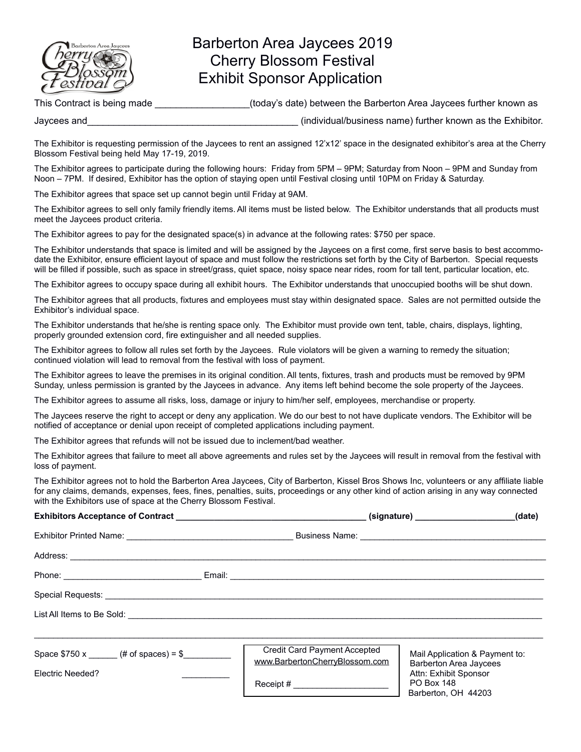# Barberton Area Jaycees 2019 Cherry Blossom Festival Exhibit Sponsor Application

This Contract is being made _________________(today's date) between the Barberton Area Jaycees further known as Jaycees and_______________________________________ (individual/business name) further known as the Exhibitor.

The Exhibitor is requesting permission of the Jaycees to rent an assigned 12'x12' space in the designated exhibitor's area at the Cherry Blossom Festival being held May 17-19, 2019.

The Exhibitor agrees to participate during the following hours: Friday from 5PM – 9PM; Saturday from Noon – 9PM and Sunday from Noon – 7PM. If desired, Exhibitor has the option of staying open until Festival closing until 10PM on Friday & Saturday.

The Exhibitor agrees that space set up cannot begin until Friday at 9AM.

The Exhibitor agrees to sell only family friendly items. All items must be listed below. The Exhibitor understands that all products must meet the Jaycees product criteria.

The Exhibitor agrees to pay for the designated space(s) in advance at the following rates: $750 per space.

The Exhibitor understands that space is limited and will be assigned by the Jaycees on a first come, first serve basis to best accommodate the Exhibitor, ensure efficient layout of space and must follow the restrictions set forth by the City of Barberton. Special requests will be filled if possible, such as space in street/grass, quiet space, noisy space near rides, room for tall tent, particular location, etc.

The Exhibitor agrees to occupy space during all exhibit hours. The Exhibitor understands that unoccupied booths will be shut down.

The Exhibitor agrees that all products, fixtures and employees must stay within designated space. Sales are not permitted outside the Exhibitor's individual space.

The Exhibitor understands that he/she is renting space only. The Exhibitor must provide own tent, table, chairs, displays, lighting, properly grounded extension cord, fire extinguisher and all needed supplies.

The Exhibitor agrees to follow all rules set forth by the Jaycees. Rule violators will be given a warning to remedy the situation; continued violation will lead to removal from the festival with loss of payment.

The Exhibitor agrees to leave the premises in its original condition. All tents, fixtures, trash and products must be removed by 9PM Sunday, unless permission is granted by the Jaycees in advance. Any items left behind become the sole property of the Jaycees.

The Exhibitor agrees to assume all risks, loss, damage or injury to him/her self, employees, merchandise or property.

The Jaycees reserve the right to accept or deny any application. We do our best to not have duplicate vendors. The Exhibitor will be notified of acceptance or denial upon receipt of completed applications including payment.

The Exhibitor agrees that refunds will not be issued due to inclement/bad weather.

The Exhibitor agrees that failure to meet all above agreements and rules set by the Jaycees will result in removal from the festival with loss of payment.

The Exhibitor agrees not to hold the Barberton Area Jaycees, City of Barberton, Kissel Bros Shows Inc, volunteers or any affiliate liable for any claims, demands, expenses, fees, fines, penalties, suits, proceedings or any other kind of action arising in any way connected with the Exhibitors use of space at the Cherry Blossom Festival.

**Exhibitors Acceptance of Contract _______________________________________ (signature) ____________________(date)**

Exhibitor Printed Name: __________________________________ Business Name: _______________________________________

Address: ____________________________________________________________________________________________

Phone: ____________________________ Email: ___________________________________________________________

Special Requests: _____________________________________________________________________________________

List All Items to Be Sold: _______________________________________________________________________________

______________________________________________________________________________________________________

Space $750 x ______ (# of spaces) = $__________

Electric Needed? __________

Credit Card Payment Accepted
www.BarbertonCherryBlossom.com

Receipt # ___________________

Mail Application & Payment to:
Barberton Area Jaycees
Attn: Exhibit Sponsor
PO Box 148
Barberton, OH 44203